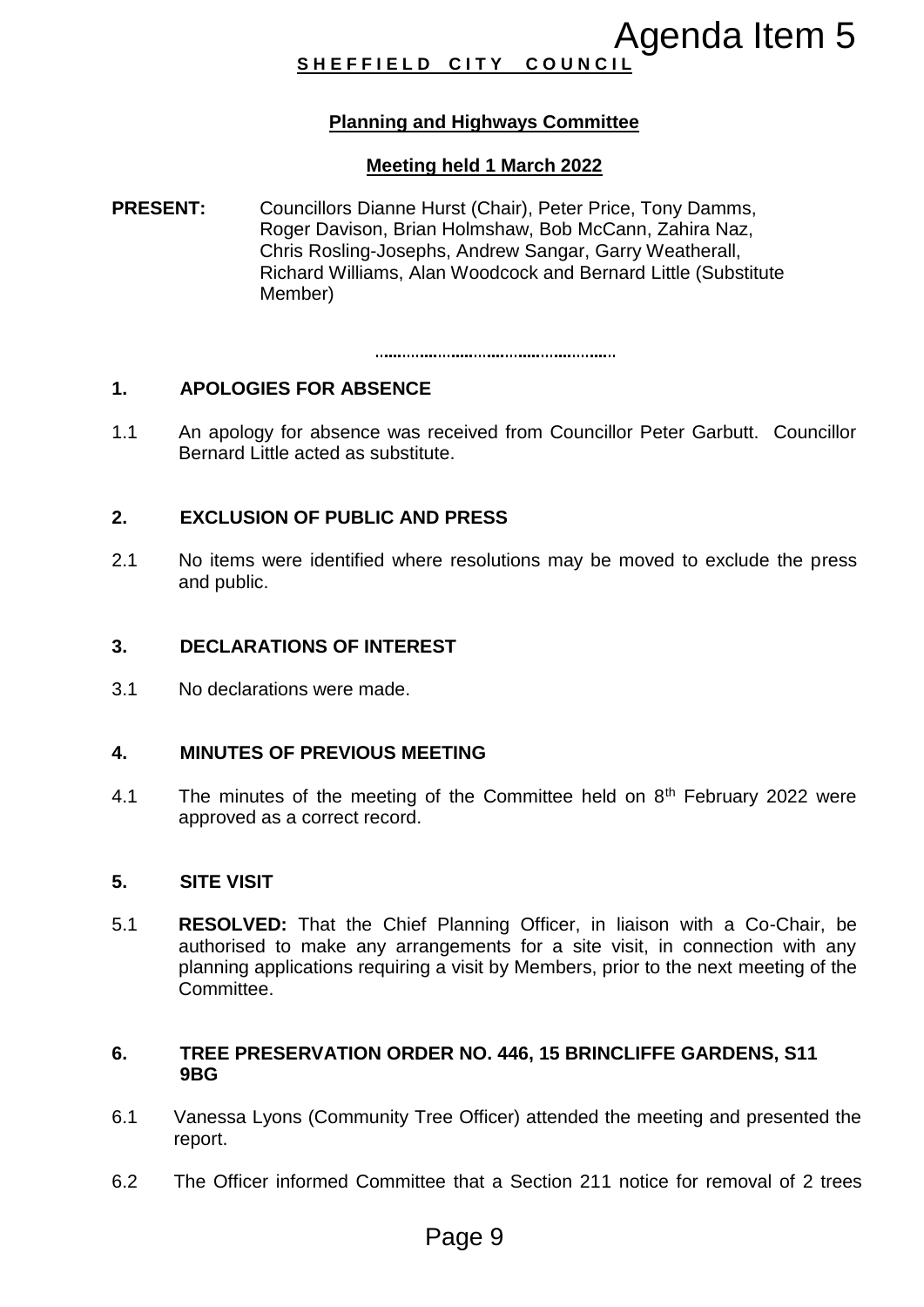Agenda Item 5

**SHEFFIELD CITY COUNCIL**

**Planning and Highways Committee**

**Meeting held 1 March 2022**

**PRESENT:** Councillors Dianne Hurst (Chair), Peter Price, Tony Damms, Roger Davison, Brian Holmshaw, Bob McCann, Zahira Naz, Chris Rosling-Josephs, Andrew Sangar, Garry Weatherall, Richard Williams, Alan Woodcock and Bernard Little (Substitute Member)

.....................................................

## 1. APOLOGIES FOR ABSENCE

1.1 An apology for absence was received from Councillor Peter Garbutt. Councillor Bernard Little acted as substitute.

## 2. EXCLUSION OF PUBLIC AND PRESS

2.1 No items were identified where resolutions may be moved to exclude the press and public.

## 3. DECLARATIONS OF INTEREST

3.1 No declarations were made.

## 4. MINUTES OF PREVIOUS MEETING

4.1 The minutes of the meeting of the Committee held on 8th February 2022 were approved as a correct record.

## 5. SITE VISIT

5.1 **RESOLVED:** That the Chief Planning Officer, in liaison with a Co-Chair, be authorised to make any arrangements for a site visit, in connection with any planning applications requiring a visit by Members, prior to the next meeting of the Committee.

## 6. TREE PRESERVATION ORDER NO. 446, 15 BRINCLIFFE GARDENS, S11 9BG

6.1 Vanessa Lyons (Community Tree Officer) attended the meeting and presented the report.

6.2 The Officer informed Committee that a Section 211 notice for removal of 2 trees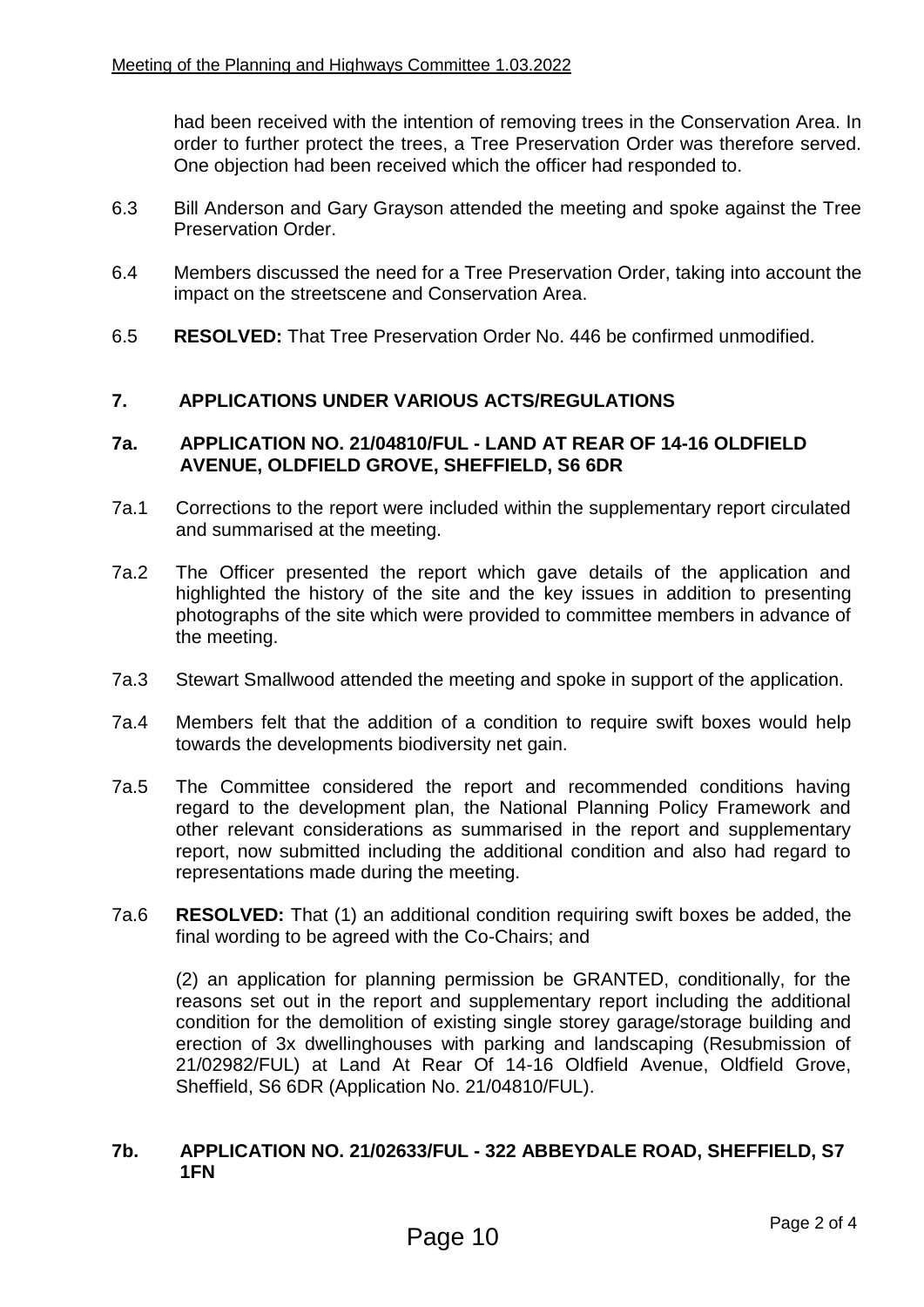had been received with the intention of removing trees in the Conservation Area. In order to further protect the trees, a Tree Preservation Order was therefore served. One objection had been received which the officer had responded to.

6.3 Bill Anderson and Gary Grayson attended the meeting and spoke against the Tree Preservation Order.

6.4 Members discussed the need for a Tree Preservation Order, taking into account the impact on the streetscene and Conservation Area.

6.5 **RESOLVED:** That Tree Preservation Order No. 446 be confirmed unmodified.

## 7. APPLICATIONS UNDER VARIOUS ACTS/REGULATIONS

### 7a. APPLICATION NO. 21/04810/FUL - LAND AT REAR OF 14-16 OLDFIELD AVENUE, OLDFIELD GROVE, SHEFFIELD, S6 6DR

7a.1 Corrections to the report were included within the supplementary report circulated and summarised at the meeting.

7a.2 The Officer presented the report which gave details of the application and highlighted the history of the site and the key issues in addition to presenting photographs of the site which were provided to committee members in advance of the meeting.

7a.3 Stewart Smallwood attended the meeting and spoke in support of the application.

7a.4 Members felt that the addition of a condition to require swift boxes would help towards the developments biodiversity net gain.

7a.5 The Committee considered the report and recommended conditions having regard to the development plan, the National Planning Policy Framework and other relevant considerations as summarised in the report and supplementary report, now submitted including the additional condition and also had regard to representations made during the meeting.

7a.6 **RESOLVED:** That (1) an additional condition requiring swift boxes be added, the final wording to be agreed with the Co-Chairs; and

(2) an application for planning permission be GRANTED, conditionally, for the reasons set out in the report and supplementary report including the additional condition for the demolition of existing single storey garage/storage building and erection of 3x dwellinghouses with parking and landscaping (Resubmission of 21/02982/FUL) at Land At Rear Of 14-16 Oldfield Avenue, Oldfield Grove, Sheffield, S6 6DR (Application No. 21/04810/FUL).

### 7b. APPLICATION NO. 21/02633/FUL - 322 ABBEYDALE ROAD, SHEFFIELD, S7 1FN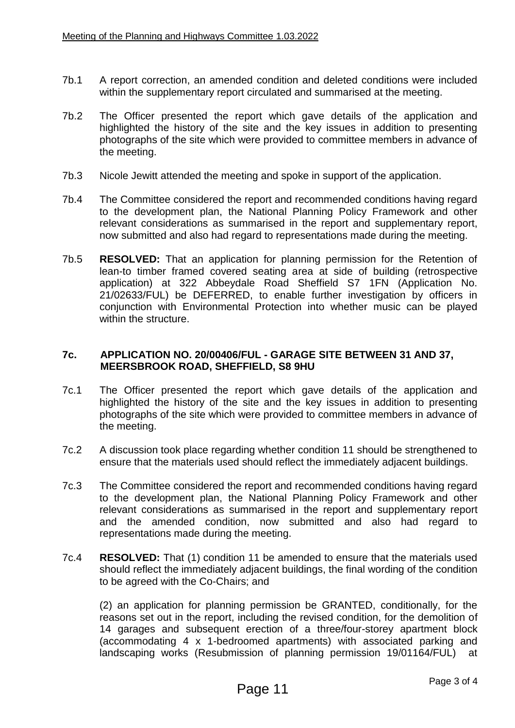7b.1 A report correction, an amended condition and deleted conditions were included within the supplementary report circulated and summarised at the meeting.

7b.2 The Officer presented the report which gave details of the application and highlighted the history of the site and the key issues in addition to presenting photographs of the site which were provided to committee members in advance of the meeting.

7b.3 Nicole Jewitt attended the meeting and spoke in support of the application.

7b.4 The Committee considered the report and recommended conditions having regard to the development plan, the National Planning Policy Framework and other relevant considerations as summarised in the report and supplementary report, now submitted and also had regard to representations made during the meeting.

7b.5 **RESOLVED:** That an application for planning permission for the Retention of lean-to timber framed covered seating area at side of building (retrospective application) at 322 Abbeydale Road Sheffield S7 1FN (Application No. 21/02633/FUL) be DEFERRED, to enable further investigation by officers in conjunction with Environmental Protection into whether music can be played within the structure.

## 7c. APPLICATION NO. 20/00406/FUL - GARAGE SITE BETWEEN 31 AND 37, MEERSBROOK ROAD, SHEFFIELD, S8 9HU

7c.1 The Officer presented the report which gave details of the application and highlighted the history of the site and the key issues in addition to presenting photographs of the site which were provided to committee members in advance of the meeting.

7c.2 A discussion took place regarding whether condition 11 should be strengthened to ensure that the materials used should reflect the immediately adjacent buildings.

7c.3 The Committee considered the report and recommended conditions having regard to the development plan, the National Planning Policy Framework and other relevant considerations as summarised in the report and supplementary report and the amended condition, now submitted and also had regard to representations made during the meeting.

7c.4 **RESOLVED:** That (1) condition 11 be amended to ensure that the materials used should reflect the immediately adjacent buildings, the final wording of the condition to be agreed with the Co-Chairs; and

(2) an application for planning permission be GRANTED, conditionally, for the reasons set out in the report, including the revised condition, for the demolition of 14 garages and subsequent erection of a three/four-storey apartment block (accommodating 4 x 1-bedroomed apartments) with associated parking and landscaping works (Resubmission of planning permission 19/01164/FUL) at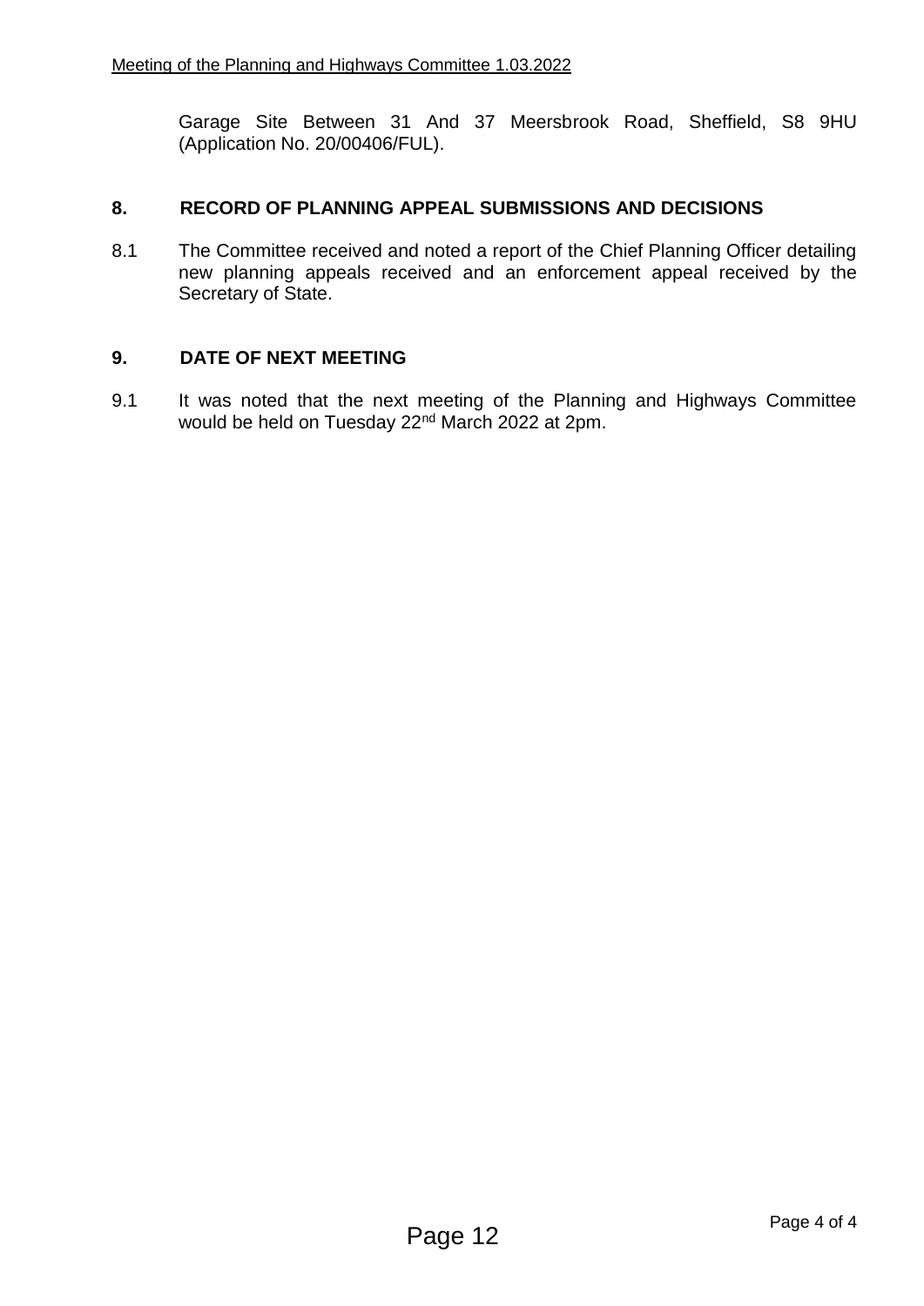Garage Site Between 31 And 37 Meersbrook Road, Sheffield, S8 9HU (Application No. 20/00406/FUL).

## 8. RECORD OF PLANNING APPEAL SUBMISSIONS AND DECISIONS

8.1 The Committee received and noted a report of the Chief Planning Officer detailing new planning appeals received and an enforcement appeal received by the Secretary of State.

## 9. DATE OF NEXT MEETING

9.1 It was noted that the next meeting of the Planning and Highways Committee would be held on Tuesday 22nd March 2022 at 2pm.